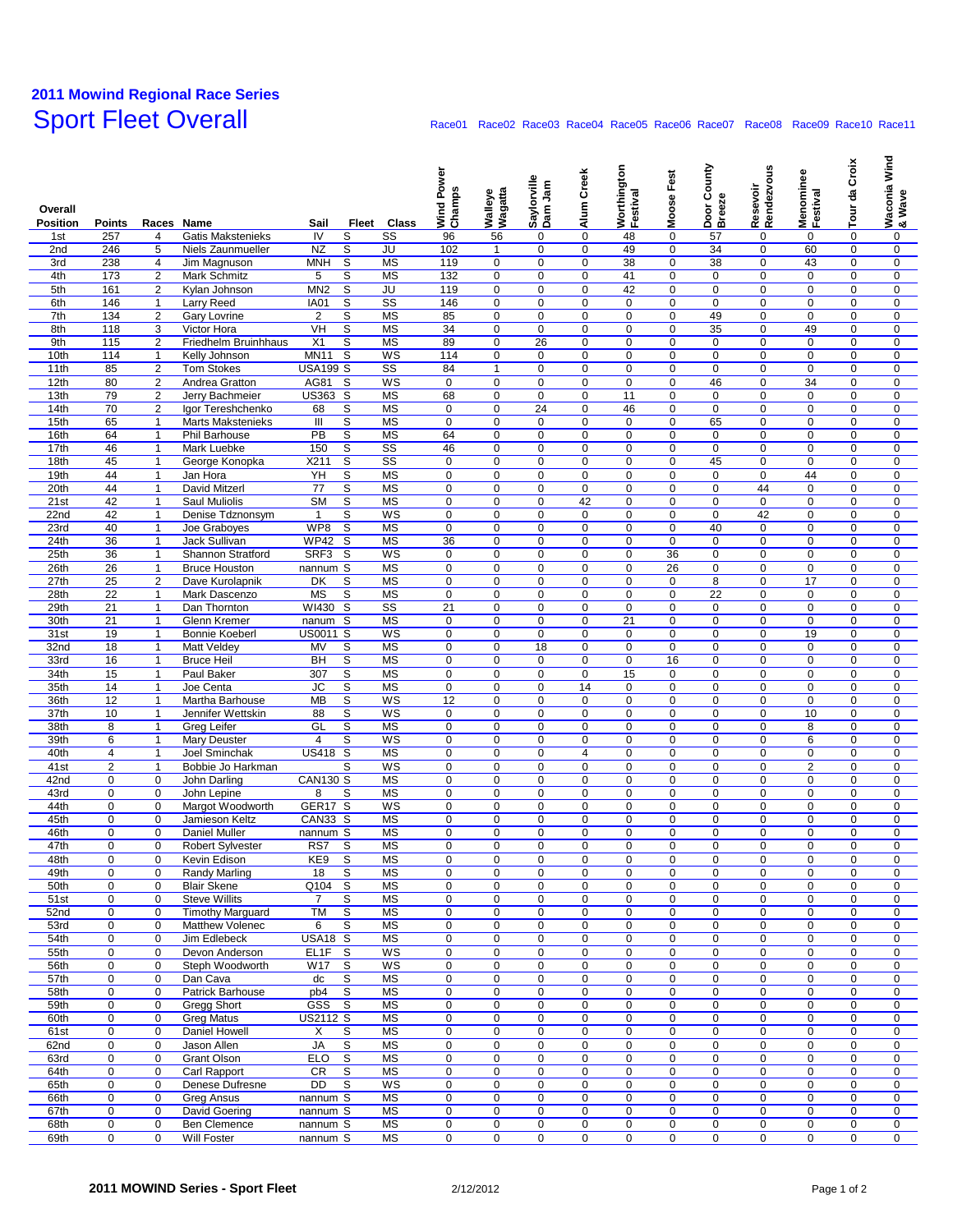## 2011 Mowind Regional Race Series

# Sport Fleet Overall

| Overall Position | Points | Races | Name | Sail | Fleet | Class | Wind Power Champs (Race01) | Walleye Wagatta (Race02) | Saylorville Dam Jam (Race03) | Alum Creek (Race04) | Worthington Festival (Race05) | Moose Fest (Race06) | Door County Breeze (Race07) | Resevoir Rendezvous (Race08) | Menominee Festival (Race09) | Tour da Croix (Race10) | Waconia Wind & Wave (Race11) |
|---|---|---|---|---|---|---|---|---|---|---|---|---|---|---|---|---|---|
| 1st | 257 | 4 | Gatis Makstenieks | IV | S | SS | 96 | 56 | 0 | 0 | 48 | 0 | 57 | 0 | 0 | 0 | 0 |
| 2nd | 246 | 5 | Niels Zaunmueller | NZ | S | JU | 102 | 1 | 0 | 0 | 49 | 0 | 34 | 0 | 60 | 0 | 0 |
| 3rd | 238 | 4 | Jim Magnuson | MNH | S | MS | 119 | 0 | 0 | 0 | 38 | 0 | 38 | 0 | 43 | 0 | 0 |
| 4th | 173 | 2 | Mark Schmitz | 5 | S | MS | 132 | 0 | 0 | 0 | 41 | 0 | 0 | 0 | 0 | 0 | 0 |
| 5th | 161 | 2 | Kylan Johnson | MN2 | S | JU | 119 | 0 | 0 | 0 | 42 | 0 | 0 | 0 | 0 | 0 | 0 |
| 6th | 146 | 1 | Larry Reed | IA01 | S | SS | 146 | 0 | 0 | 0 | 0 | 0 | 0 | 0 | 0 | 0 | 0 |
| 7th | 134 | 2 | Gary Lovrine | 2 | S | MS | 85 | 0 | 0 | 0 | 0 | 0 | 49 | 0 | 0 | 0 | 0 |
| 8th | 118 | 3 | Victor Hora | VH | S | MS | 34 | 0 | 0 | 0 | 0 | 0 | 35 | 0 | 49 | 0 | 0 |
| 9th | 115 | 2 | Friedhelm Bruinhhaus | X1 | S | MS | 89 | 0 | 26 | 0 | 0 | 0 | 0 | 0 | 0 | 0 | 0 |
| 10th | 114 | 1 | Kelly Johnson | MN11 | S | WS | 114 | 0 | 0 | 0 | 0 | 0 | 0 | 0 | 0 | 0 | 0 |
| 11th | 85 | 2 | Tom Stokes | USA199 | S | SS | 84 | 1 | 0 | 0 | 0 | 0 | 0 | 0 | 0 | 0 | 0 |
| 12th | 80 | 2 | Andrea Gratton | AG81 | S | WS | 0 | 0 | 0 | 0 | 0 | 0 | 46 | 0 | 34 | 0 | 0 |
| 13th | 79 | 2 | Jerry Bachmeier | US363 | S | MS | 68 | 0 | 0 | 0 | 11 | 0 | 0 | 0 | 0 | 0 | 0 |
| 14th | 70 | 2 | Igor Tereshchenko | 68 | S | MS | 0 | 0 | 24 | 0 | 46 | 0 | 0 | 0 | 0 | 0 | 0 |
| 15th | 65 | 1 | Marts Makstenieks | III | S | MS | 0 | 0 | 0 | 0 | 0 | 0 | 65 | 0 | 0 | 0 | 0 |
| 16th | 64 | 1 | Phil Barhouse | PB | S | MS | 64 | 0 | 0 | 0 | 0 | 0 | 0 | 0 | 0 | 0 | 0 |
| 17th | 46 | 1 | Mark Luebke | 150 | S | SS | 46 | 0 | 0 | 0 | 0 | 0 | 0 | 0 | 0 | 0 | 0 |
| 18th | 45 | 1 | George Konopka | X211 | S | SS | 0 | 0 | 0 | 0 | 0 | 0 | 45 | 0 | 0 | 0 | 0 |
| 19th | 44 | 1 | Jan Hora | YH | S | MS | 0 | 0 | 0 | 0 | 0 | 0 | 0 | 0 | 44 | 0 | 0 |
| 20th | 44 | 1 | David Mitzerl | 77 | S | MS | 0 | 0 | 0 | 0 | 0 | 0 | 0 | 44 | 0 | 0 | 0 |
| 21st | 42 | 1 | Saul Muliolis | SM | S | MS | 0 | 0 | 0 | 42 | 0 | 0 | 0 | 0 | 0 | 0 | 0 |
| 22nd | 42 | 1 | Denise Tdznonsym | 1 | S | WS | 0 | 0 | 0 | 0 | 0 | 0 | 0 | 42 | 0 | 0 | 0 |
| 23rd | 40 | 1 | Joe Graboyes | WP8 | S | MS | 0 | 0 | 0 | 0 | 0 | 0 | 40 | 0 | 0 | 0 | 0 |
| 24th | 36 | 1 | Jack Sullivan | WP42 | S | MS | 36 | 0 | 0 | 0 | 0 | 0 | 0 | 0 | 0 | 0 | 0 |
| 25th | 36 | 1 | Shannon Stratford | SRF3 | S | WS | 0 | 0 | 0 | 0 | 0 | 36 | 0 | 0 | 0 | 0 | 0 |
| 26th | 26 | 1 | Bruce Houston | nannum | S | MS | 0 | 0 | 0 | 0 | 0 | 26 | 0 | 0 | 0 | 0 | 0 |
| 27th | 25 | 2 | Dave Kurolapnik | DK | S | MS | 0 | 0 | 0 | 0 | 0 | 0 | 8 | 0 | 17 | 0 | 0 |
| 28th | 22 | 1 | Mark Dascenzo | MS | S | MS | 0 | 0 | 0 | 0 | 0 | 0 | 22 | 0 | 0 | 0 | 0 |
| 29th | 21 | 1 | Dan Thornton | WI430 | S | SS | 21 | 0 | 0 | 0 | 0 | 0 | 0 | 0 | 0 | 0 | 0 |
| 30th | 21 | 1 | Glenn Kremer | nanum | S | MS | 0 | 0 | 0 | 0 | 21 | 0 | 0 | 0 | 0 | 0 | 0 |
| 31st | 19 | 1 | Bonnie Koeberl | US0011 | S | WS | 0 | 0 | 0 | 0 | 0 | 0 | 0 | 0 | 19 | 0 | 0 |
| 32nd | 18 | 1 | Matt Veldey | MV | S | MS | 0 | 0 | 18 | 0 | 0 | 0 | 0 | 0 | 0 | 0 | 0 |
| 33rd | 16 | 1 | Bruce Heil | BH | S | MS | 0 | 0 | 0 | 0 | 0 | 16 | 0 | 0 | 0 | 0 | 0 |
| 34th | 15 | 1 | Paul Baker | 307 | S | MS | 0 | 0 | 0 | 0 | 15 | 0 | 0 | 0 | 0 | 0 | 0 |
| 35th | 14 | 1 | Joe Centa | JC | S | MS | 0 | 0 | 0 | 14 | 0 | 0 | 0 | 0 | 0 | 0 | 0 |
| 36th | 12 | 1 | Martha Barhouse | MB | S | WS | 12 | 0 | 0 | 0 | 0 | 0 | 0 | 0 | 0 | 0 | 0 |
| 37th | 10 | 1 | Jennifer Wettskin | 88 | S | WS | 0 | 0 | 0 | 0 | 0 | 0 | 0 | 0 | 10 | 0 | 0 |
| 38th | 8 | 1 | Greg Leifer | GL | S | MS | 0 | 0 | 0 | 0 | 0 | 0 | 0 | 0 | 8 | 0 | 0 |
| 39th | 6 | 1 | Mary Deuster | 4 | S | WS | 0 | 0 | 0 | 0 | 0 | 0 | 0 | 0 | 6 | 0 | 0 |
| 40th | 4 | 1 | Joel Sminchak | US418 | S | MS | 0 | 0 | 0 | 4 | 0 | 0 | 0 | 0 | 0 | 0 | 0 |
| 41st | 2 | 1 | Bobbie Jo Harkman | | S | WS | 0 | 0 | 0 | 0 | 0 | 0 | 0 | 0 | 2 | 0 | 0 |
| 42nd | 0 | 0 | John Darling | CAN130 | S | MS | 0 | 0 | 0 | 0 | 0 | 0 | 0 | 0 | 0 | 0 | 0 |
| 43rd | 0 | 0 | John Lepine | 8 | S | MS | 0 | 0 | 0 | 0 | 0 | 0 | 0 | 0 | 0 | 0 | 0 |
| 44th | 0 | 0 | Margot Woodworth | GER17 | S | WS | 0 | 0 | 0 | 0 | 0 | 0 | 0 | 0 | 0 | 0 | 0 |
| 45th | 0 | 0 | Jamieson Keltz | CAN33 | S | MS | 0 | 0 | 0 | 0 | 0 | 0 | 0 | 0 | 0 | 0 | 0 |
| 46th | 0 | 0 | Daniel Muller | nannum | S | MS | 0 | 0 | 0 | 0 | 0 | 0 | 0 | 0 | 0 | 0 | 0 |
| 47th | 0 | 0 | Robert Sylvester | RS7 | S | MS | 0 | 0 | 0 | 0 | 0 | 0 | 0 | 0 | 0 | 0 | 0 |
| 48th | 0 | 0 | Kevin Edison | KE9 | S | MS | 0 | 0 | 0 | 0 | 0 | 0 | 0 | 0 | 0 | 0 | 0 |
| 49th | 0 | 0 | Randy Marling | 18 | S | MS | 0 | 0 | 0 | 0 | 0 | 0 | 0 | 0 | 0 | 0 | 0 |
| 50th | 0 | 0 | Blair Skene | Q104 | S | MS | 0 | 0 | 0 | 0 | 0 | 0 | 0 | 0 | 0 | 0 | 0 |
| 51st | 0 | 0 | Steve Willits | 7 | S | MS | 0 | 0 | 0 | 0 | 0 | 0 | 0 | 0 | 0 | 0 | 0 |
| 52nd | 0 | 0 | Timothy Marguard | TM | S | MS | 0 | 0 | 0 | 0 | 0 | 0 | 0 | 0 | 0 | 0 | 0 |
| 53rd | 0 | 0 | Matthew Volenec | 6 | S | MS | 0 | 0 | 0 | 0 | 0 | 0 | 0 | 0 | 0 | 0 | 0 |
| 54th | 0 | 0 | Jim Edlebeck | USA18 | S | MS | 0 | 0 | 0 | 0 | 0 | 0 | 0 | 0 | 0 | 0 | 0 |
| 55th | 0 | 0 | Devon Anderson | EL1F | S | WS | 0 | 0 | 0 | 0 | 0 | 0 | 0 | 0 | 0 | 0 | 0 |
| 56th | 0 | 0 | Steph Woodworth | W17 | S | WS | 0 | 0 | 0 | 0 | 0 | 0 | 0 | 0 | 0 | 0 | 0 |
| 57th | 0 | 0 | Dan Cava | dc | S | MS | 0 | 0 | 0 | 0 | 0 | 0 | 0 | 0 | 0 | 0 | 0 |
| 58th | 0 | 0 | Patrick Barhouse | pb4 | S | MS | 0 | 0 | 0 | 0 | 0 | 0 | 0 | 0 | 0 | 0 | 0 |
| 59th | 0 | 0 | Gregg Short | GSS | S | MS | 0 | 0 | 0 | 0 | 0 | 0 | 0 | 0 | 0 | 0 | 0 |
| 60th | 0 | 0 | Greg Matus | US2112 | S | MS | 0 | 0 | 0 | 0 | 0 | 0 | 0 | 0 | 0 | 0 | 0 |
| 61st | 0 | 0 | Daniel Howell | X | S | MS | 0 | 0 | 0 | 0 | 0 | 0 | 0 | 0 | 0 | 0 | 0 |
| 62nd | 0 | 0 | Jason Allen | JA | S | MS | 0 | 0 | 0 | 0 | 0 | 0 | 0 | 0 | 0 | 0 | 0 |
| 63rd | 0 | 0 | Grant Olson | ELO | S | MS | 0 | 0 | 0 | 0 | 0 | 0 | 0 | 0 | 0 | 0 | 0 |
| 64th | 0 | 0 | Carl Rapport | CR | S | MS | 0 | 0 | 0 | 0 | 0 | 0 | 0 | 0 | 0 | 0 | 0 |
| 65th | 0 | 0 | Denese Dufresne | DD | S | WS | 0 | 0 | 0 | 0 | 0 | 0 | 0 | 0 | 0 | 0 | 0 |
| 66th | 0 | 0 | Greg Ansus | nannum | S | MS | 0 | 0 | 0 | 0 | 0 | 0 | 0 | 0 | 0 | 0 | 0 |
| 67th | 0 | 0 | David Goering | nannum | S | MS | 0 | 0 | 0 | 0 | 0 | 0 | 0 | 0 | 0 | 0 | 0 |
| 68th | 0 | 0 | Ben Clemence | nannum | S | MS | 0 | 0 | 0 | 0 | 0 | 0 | 0 | 0 | 0 | 0 | 0 |
| 69th | 0 | 0 | Will Foster | nannum | S | MS | 0 | 0 | 0 | 0 | 0 | 0 | 0 | 0 | 0 | 0 | 0 |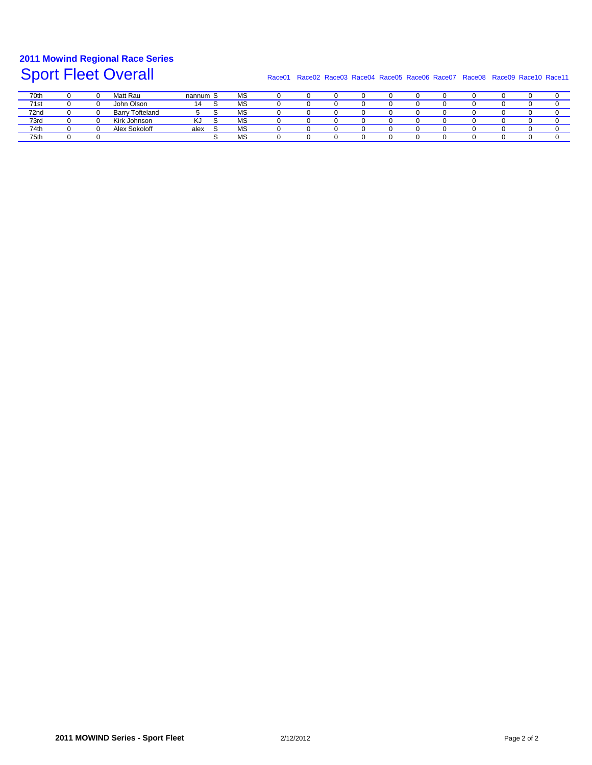## 2011 Mowind Regional Race Series

# Sport Fleet Overall

| | | | | | | | Race01 | Race02 | Race03 | Race04 | Race05 | Race06 | Race07 | Race08 | Race09 | Race10 | Race11 |
|---|---|---|---|---|---|---|---|---|---|---|---|---|---|---|---|---|---|
| 70th | 0 | 0 | Matt Rau | nannum | S | MS | 0 | 0 | 0 | 0 | 0 | 0 | 0 | 0 | 0 | 0 | 0 |
| 71st | 0 | 0 | John Olson | 14 | S | MS | 0 | 0 | 0 | 0 | 0 | 0 | 0 | 0 | 0 | 0 | 0 |
| 72nd | 0 | 0 | Barry Tofteland | 5 | S | MS | 0 | 0 | 0 | 0 | 0 | 0 | 0 | 0 | 0 | 0 | 0 |
| 73rd | 0 | 0 | Kirk Johnson | KJ | S | MS | 0 | 0 | 0 | 0 | 0 | 0 | 0 | 0 | 0 | 0 | 0 |
| 74th | 0 | 0 | Alex Sokoloff | alex | S | MS | 0 | 0 | 0 | 0 | 0 | 0 | 0 | 0 | 0 | 0 | 0 |
| 75th | 0 | 0 | | | S | MS | 0 | 0 | 0 | 0 | 0 | 0 | 0 | 0 | 0 | 0 | 0 |

**2011 MOWIND Series - Sport Fleet** 2/12/2012